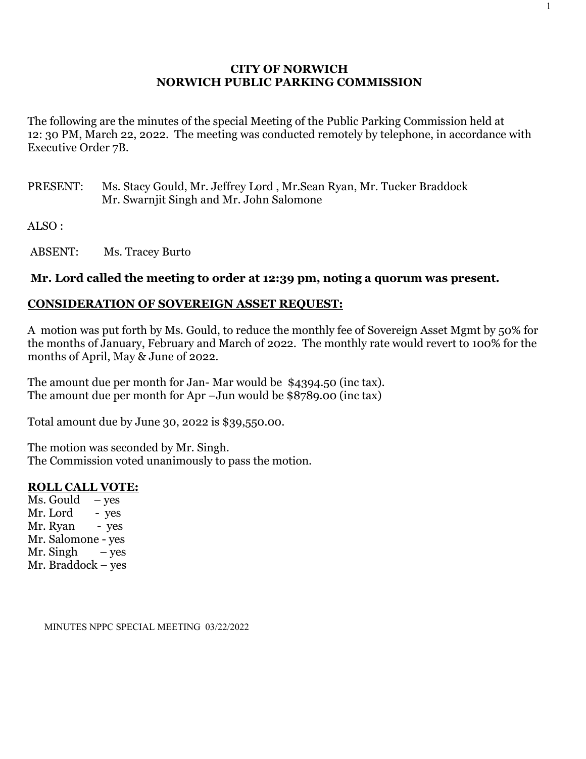# CITY OF NORWICH
## NORWICH PUBLIC PARKING COMMISSION

The following are the minutes of the special Meeting of the Public Parking Commission held at 12: 30 PM, March 22, 2022. The meeting was conducted remotely by telephone, in accordance with Executive Order 7B.

PRESENT: Ms. Stacy Gould, Mr. Jeffrey Lord , Mr.Sean Ryan, Mr. Tucker Braddock
Mr. Swarnjit Singh and Mr. John Salomone

ALSO :

ABSENT: Ms. Tracey Burto

**Mr. Lord called the meeting to order at 12:39 pm, noting a quorum was present.**

**CONSIDERATION OF SOVEREIGN ASSET REQUEST:**

A motion was put forth by Ms. Gould, to reduce the monthly fee of Sovereign Asset Mgmt by 50% for the months of January, February and March of 2022. The monthly rate would revert to 100% for the months of April, May & June of 2022.

The amount due per month for Jan- Mar would be $4394.50 (inc tax).
The amount due per month for Apr –Jun would be $8789.00 (inc tax)

Total amount due by June 30, 2022 is $39,550.00.

The motion was seconded by Mr. Singh.
The Commission voted unanimously to pass the motion.

**ROLL CALL VOTE:**

Ms. Gould – yes
Mr. Lord - yes
Mr. Ryan - yes
Mr. Salomone - yes
Mr. Singh – yes
Mr. Braddock – yes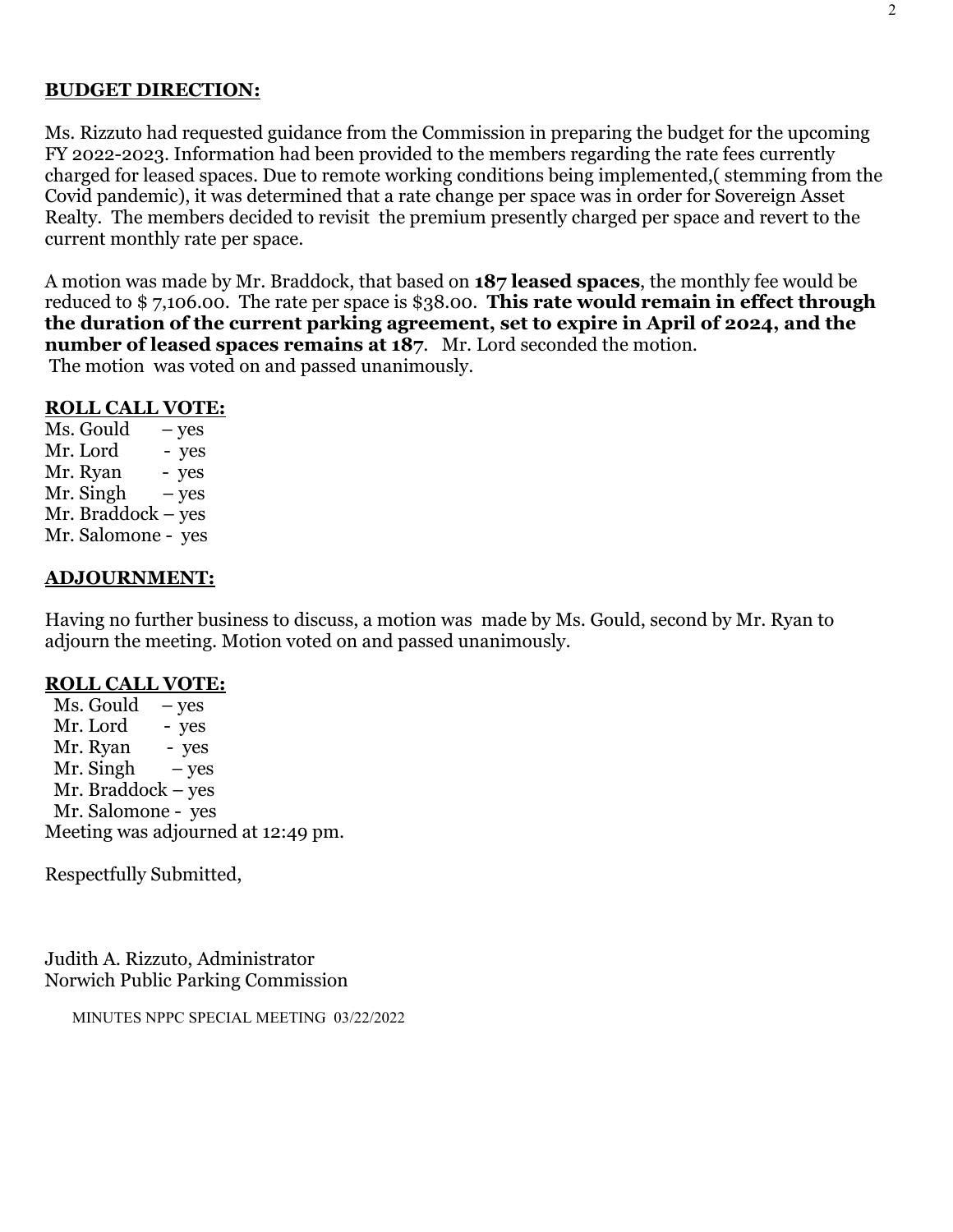**BUDGET DIRECTION:**

Ms. Rizzuto had requested guidance from the Commission in preparing the budget for the upcoming FY 2022-2023. Information had been provided to the members regarding the rate fees currently charged for leased spaces. Due to remote working conditions being implemented,( stemming from the Covid pandemic), it was determined that a rate change per space was in order for Sovereign Asset Realty. The members decided to revisit the premium presently charged per space and revert to the current monthly rate per space.

A motion was made by Mr. Braddock, that based on **187 leased spaces**, the monthly fee would be reduced to $ 7,106.00. The rate per space is $38.00. **This rate would remain in effect through the duration of the current parking agreement, set to expire in April of 2024, and the number of leased spaces remains at 187**. Mr. Lord seconded the motion.
The motion was voted on and passed unanimously.

**ROLL CALL VOTE:**

Ms. Gould – yes
Mr. Lord - yes
Mr. Ryan - yes
Mr. Singh – yes
Mr. Braddock – yes
Mr. Salomone - yes

**ADJOURNMENT:**

Having no further business to discuss, a motion was made by Ms. Gould, second by Mr. Ryan to adjourn the meeting. Motion voted on and passed unanimously.

**ROLL CALL VOTE:**

Ms. Gould – yes
Mr. Lord - yes
Mr. Ryan - yes
Mr. Singh – yes
Mr. Braddock – yes
Mr. Salomone - yes
Meeting was adjourned at 12:49 pm.

Respectfully Submitted,

Judith A. Rizzuto, Administrator
Norwich Public Parking Commission

MINUTES NPPC SPECIAL MEETING 03/22/2022